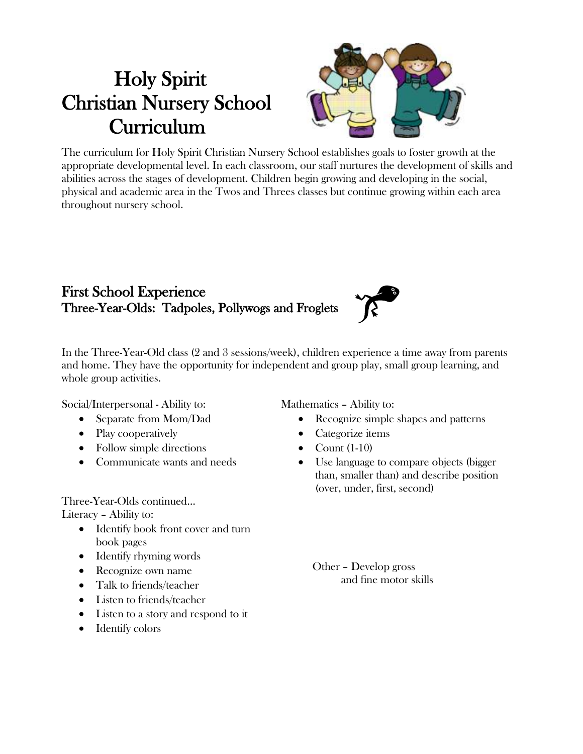# Holy Spirit Christian Nursery School Curriculum

The curriculum for Holy Spirit Christian Nursery School establishes goals to foster growth at the appropriate developmental level. In each classroom, our staff nurtures the development of skills and abilities across the stages of development. Children begin growing and developing in the social, physical and academic area in the Twos and Threes classes but continue growing within each area throughout nursery school.

## First School Experience
## Three-Year-Olds: Tadpoles, Pollywogs and Froglets

In the Three-Year-Old class (2 and 3 sessions/week), children experience a time away from parents and home. They have the opportunity for independent and group play, small group learning, and whole group activities.

Social/Interpersonal - Ability to:

- Separate from Mom/Dad
- Play cooperatively
- Follow simple directions
- Communicate wants and needs

Mathematics – Ability to:

- Recognize simple shapes and patterns
- Categorize items
- Count (1-10)
- Use language to compare objects (bigger than, smaller than) and describe position (over, under, first, second)

Three-Year-Olds continued…
Literacy – Ability to:

- Identify book front cover and turn book pages
- Identify rhyming words
- Recognize own name
- Talk to friends/teacher
- Listen to friends/teacher
- Listen to a story and respond to it
- Identify colors

Other – Develop gross and fine motor skills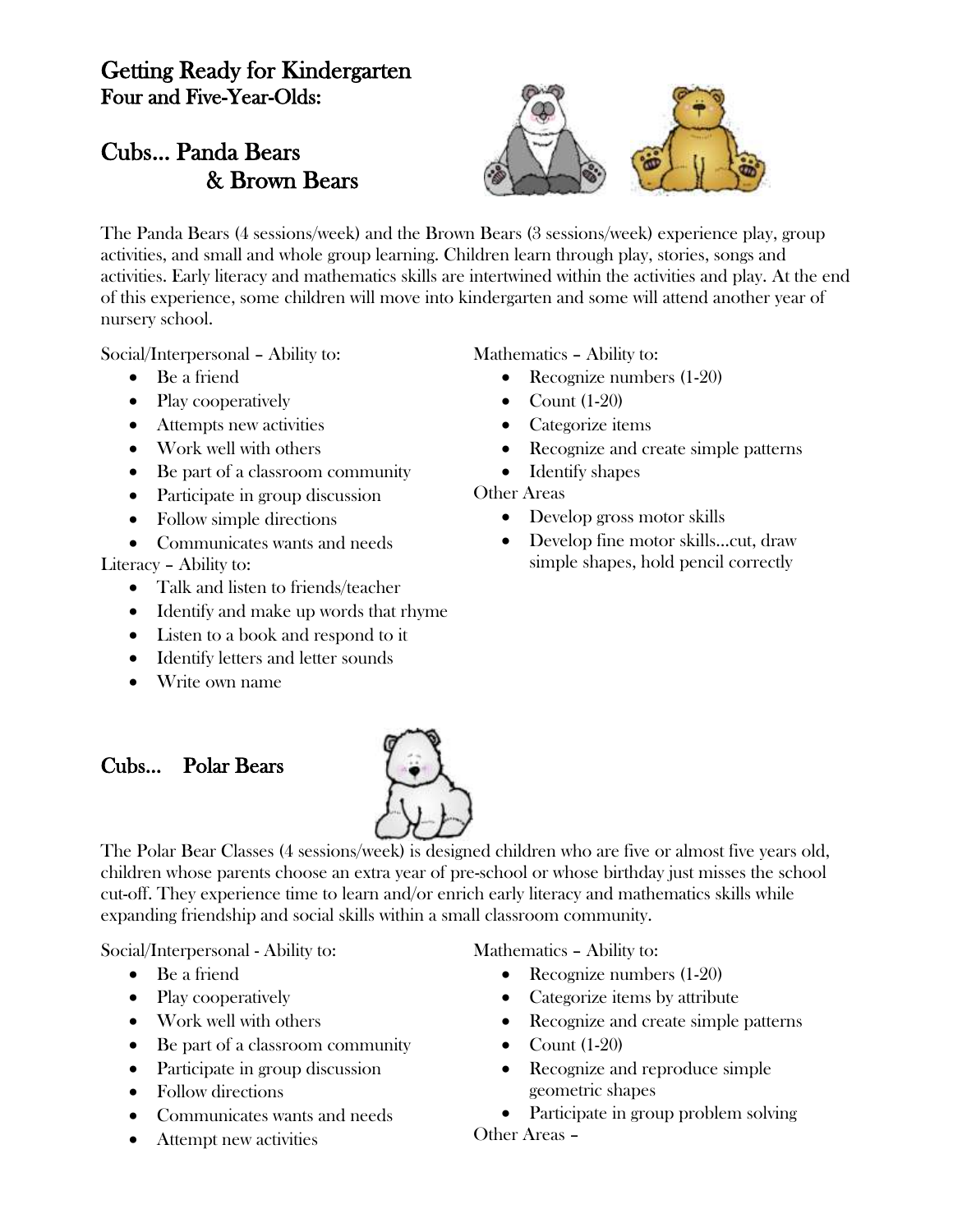# Getting Ready for Kindergarten

## Four and Five-Year-Olds:

## Cubs… Panda Bears & Brown Bears

The Panda Bears (4 sessions/week) and the Brown Bears (3 sessions/week) experience play, group activities, and small and whole group learning. Children learn through play, stories, songs and activities. Early literacy and mathematics skills are intertwined within the activities and play. At the end of this experience, some children will move into kindergarten and some will attend another year of nursery school.

Social/Interpersonal – Ability to:

- Be a friend
- Play cooperatively
- Attempts new activities
- Work well with others
- Be part of a classroom community
- Participate in group discussion
- Follow simple directions
- Communicates wants and needs

Literacy – Ability to:

- Talk and listen to friends/teacher
- Identify and make up words that rhyme
- Listen to a book and respond to it
- Identify letters and letter sounds
- Write own name

Mathematics – Ability to:

- Recognize numbers (1-20)
- Count (1-20)
- Categorize items
- Recognize and create simple patterns
- Identify shapes

Other Areas

- Develop gross motor skills
- Develop fine motor skills…cut, draw simple shapes, hold pencil correctly

## Cubs… Polar Bears

The Polar Bear Classes (4 sessions/week) is designed children who are five or almost five years old, children whose parents choose an extra year of pre-school or whose birthday just misses the school cut-off. They experience time to learn and/or enrich early literacy and mathematics skills while expanding friendship and social skills within a small classroom community.

Social/Interpersonal - Ability to:

- Be a friend
- Play cooperatively
- Work well with others
- Be part of a classroom community
- Participate in group discussion
- Follow directions
- Communicates wants and needs
- Attempt new activities

Mathematics – Ability to:

- Recognize numbers (1-20)
- Categorize items by attribute
- Recognize and create simple patterns
- Count (1-20)
- Recognize and reproduce simple geometric shapes
- Participate in group problem solving

Other Areas –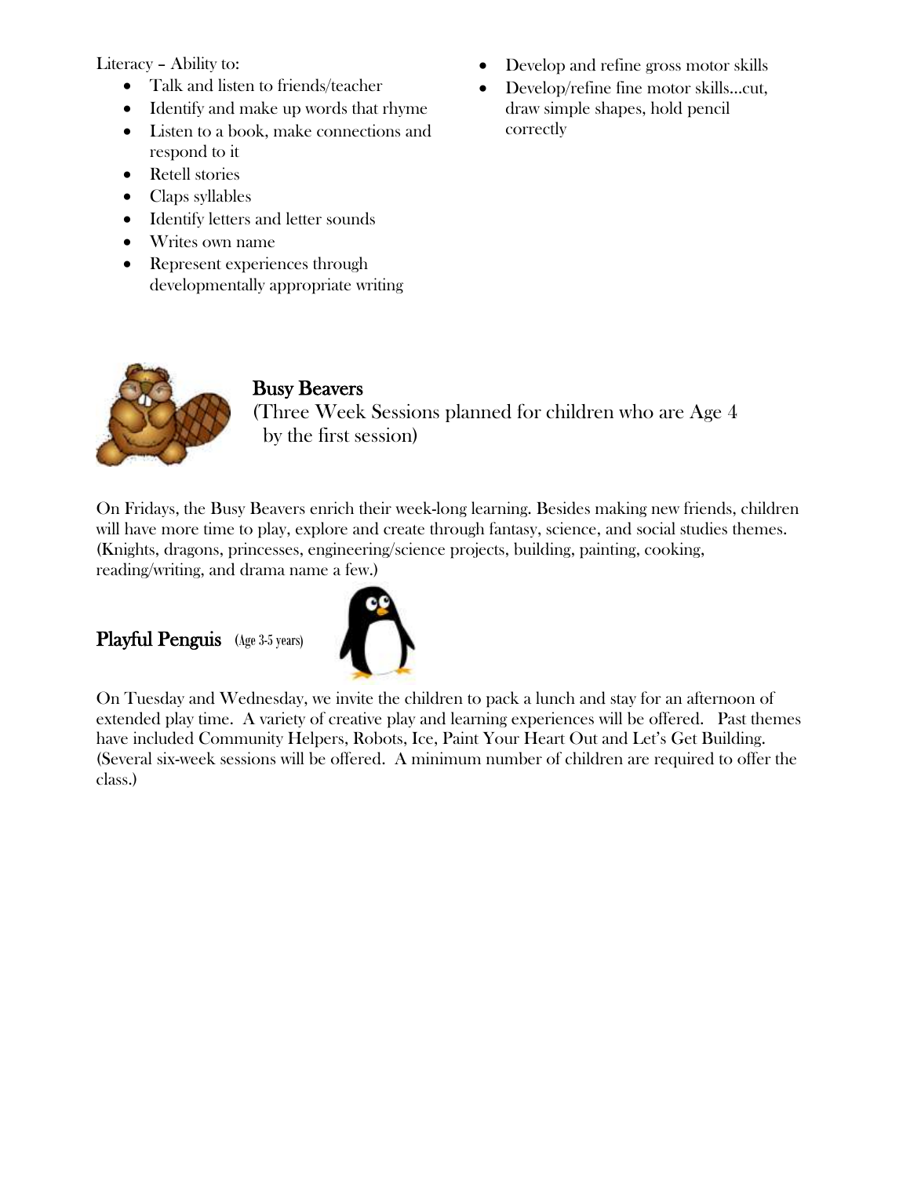Literacy – Ability to:

- Talk and listen to friends/teacher
- Identify and make up words that rhyme
- Listen to a book, make connections and respond to it
- Retell stories
- Claps syllables
- Identify letters and letter sounds
- Writes own name
- Represent experiences through developmentally appropriate writing
- Develop and refine gross motor skills
- Develop/refine fine motor skills…cut, draw simple shapes, hold pencil correctly

## Busy Beavers

(Three Week Sessions planned for children who are Age 4 by the first session)

On Fridays, the Busy Beavers enrich their week-long learning. Besides making new friends, children will have more time to play, explore and create through fantasy, science, and social studies themes. (Knights, dragons, princesses, engineering/science projects, building, painting, cooking, reading/writing, and drama name a few.)

## Playful Penguis (Age 3-5 years)

On Tuesday and Wednesday, we invite the children to pack a lunch and stay for an afternoon of extended play time. A variety of creative play and learning experiences will be offered. Past themes have included Community Helpers, Robots, Ice, Paint Your Heart Out and Let's Get Building. (Several six-week sessions will be offered. A minimum number of children are required to offer the class.)